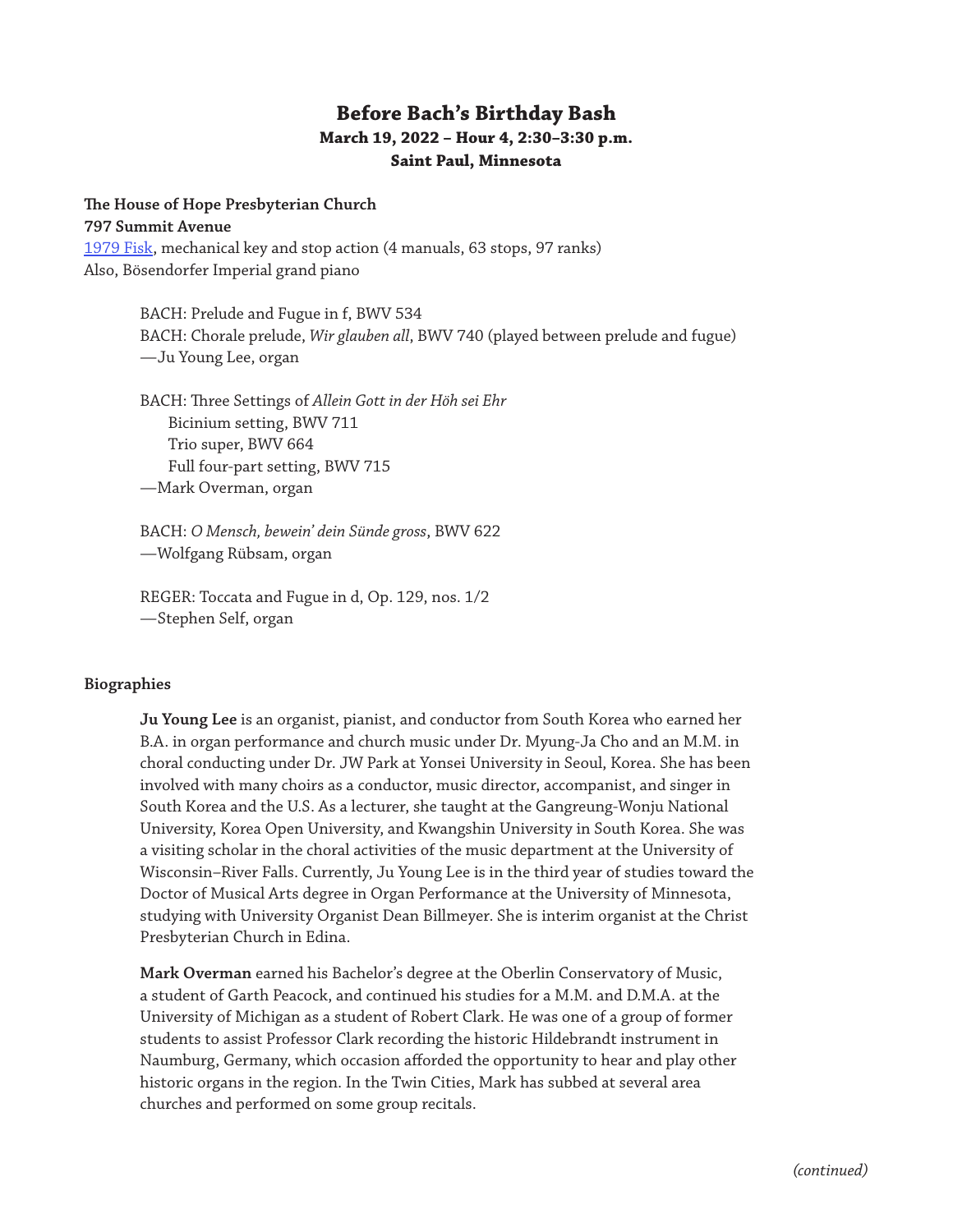# Before Bach's Birthday Bash

**March 19, 2022 – Hour 4, 2:30–3:30 p.m.**

**Saint Paul, Minnesota**

**The House of Hope Presbyterian Church**
**797 Summit Avenue**
1979 Fisk, mechanical key and stop action (4 manuals, 63 stops, 97 ranks)
Also, Bösendorfer Imperial grand piano

BACH: Prelude and Fugue in f, BWV 534
BACH: Chorale prelude, *Wir glauben all*, BWV 740 (played between prelude and fugue)
—Ju Young Lee, organ

BACH: Three Settings of *Allein Gott in der Höh sei Ehr*
Bicinium setting, BWV 711
Trio super, BWV 664
Full four-part setting, BWV 715
—Mark Overman, organ

BACH: *O Mensch, bewein' dein Sünde gross*, BWV 622
—Wolfgang Rübsam, organ

REGER: Toccata and Fugue in d, Op. 129, nos. 1/2
—Stephen Self, organ

**Biographies**

**Ju Young Lee** is an organist, pianist, and conductor from South Korea who earned her B.A. in organ performance and church music under Dr. Myung-Ja Cho and an M.M. in choral conducting under Dr. JW Park at Yonsei University in Seoul, Korea. She has been involved with many choirs as a conductor, music director, accompanist, and singer in South Korea and the U.S. As a lecturer, she taught at the Gangreung-Wonju National University, Korea Open University, and Kwangshin University in South Korea. She was a visiting scholar in the choral activities of the music department at the University of Wisconsin–River Falls. Currently, Ju Young Lee is in the third year of studies toward the Doctor of Musical Arts degree in Organ Performance at the University of Minnesota, studying with University Organist Dean Billmeyer. She is interim organist at the Christ Presbyterian Church in Edina.

**Mark Overman** earned his Bachelor's degree at the Oberlin Conservatory of Music, a student of Garth Peacock, and continued his studies for a M.M. and D.M.A. at the University of Michigan as a student of Robert Clark. He was one of a group of former students to assist Professor Clark recording the historic Hildebrandt instrument in Naumburg, Germany, which occasion afforded the opportunity to hear and play other historic organs in the region. In the Twin Cities, Mark has subbed at several area churches and performed on some group recitals.

*(continued)*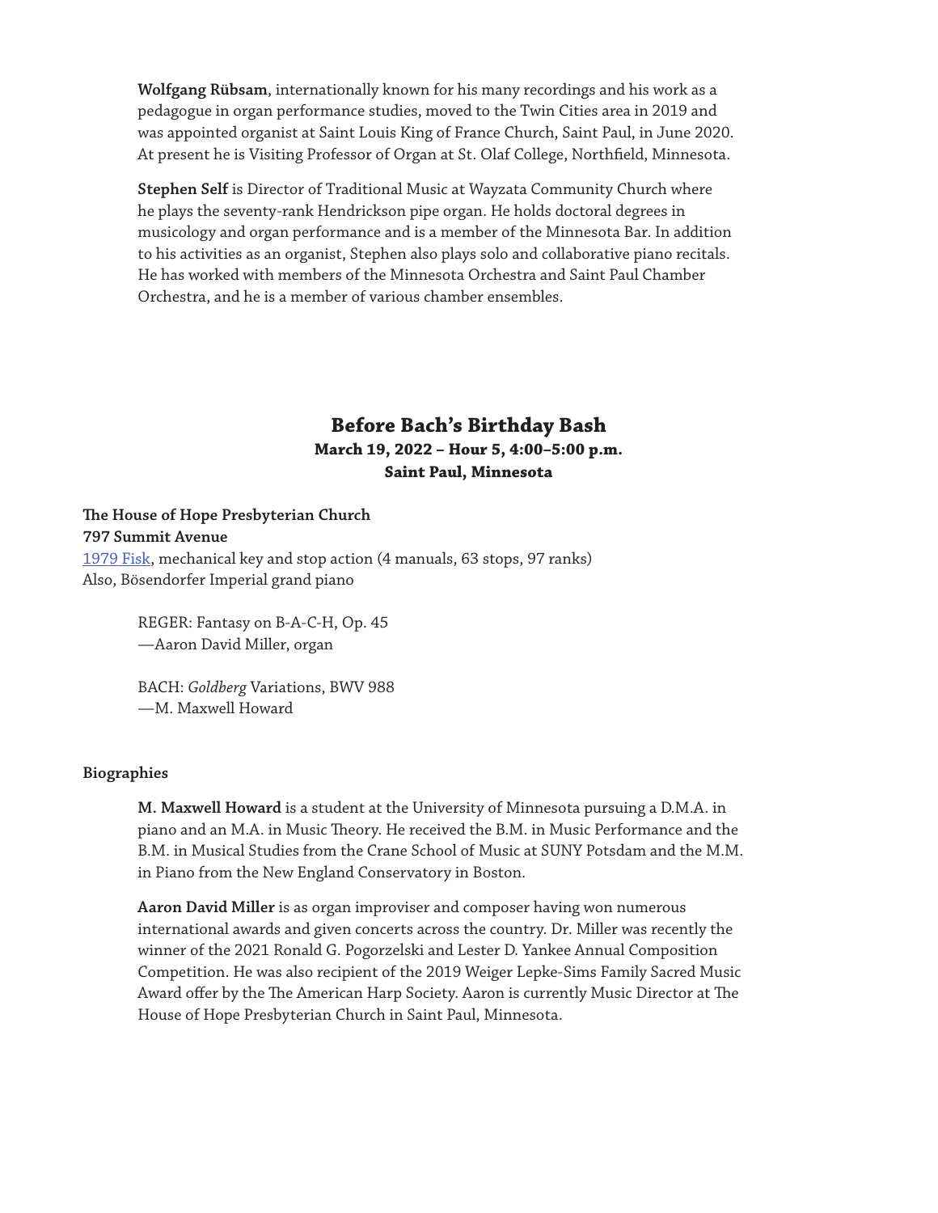**Wolfgang Rübsam**, internationally known for his many recordings and his work as a pedagogue in organ performance studies, moved to the Twin Cities area in 2019 and was appointed organist at Saint Louis King of France Church, Saint Paul, in June 2020. At present he is Visiting Professor of Organ at St. Olaf College, Northfield, Minnesota.

**Stephen Self** is Director of Traditional Music at Wayzata Community Church where he plays the seventy-rank Hendrickson pipe organ. He holds doctoral degrees in musicology and organ performance and is a member of the Minnesota Bar. In addition to his activities as an organist, Stephen also plays solo and collaborative piano recitals. He has worked with members of the Minnesota Orchestra and Saint Paul Chamber Orchestra, and he is a member of various chamber ensembles.

## Before Bach's Birthday Bash

**March 19, 2022 – Hour 5, 4:00–5:00 p.m.**
**Saint Paul, Minnesota**

**The House of Hope Presbyterian Church**
**797 Summit Avenue**
1979 Fisk, mechanical key and stop action (4 manuals, 63 stops, 97 ranks)
Also, Bösendorfer Imperial grand piano

REGER: Fantasy on B-A-C-H, Op. 45
—Aaron David Miller, organ

BACH: *Goldberg* Variations, BWV 988
—M. Maxwell Howard

**Biographies**

**M. Maxwell Howard** is a student at the University of Minnesota pursuing a D.M.A. in piano and an M.A. in Music Theory. He received the B.M. in Music Performance and the B.M. in Musical Studies from the Crane School of Music at SUNY Potsdam and the M.M. in Piano from the New England Conservatory in Boston.

**Aaron David Miller** is as organ improviser and composer having won numerous international awards and given concerts across the country. Dr. Miller was recently the winner of the 2021 Ronald G. Pogorzelski and Lester D. Yankee Annual Composition Competition. He was also recipient of the 2019 Weiger Lepke-Sims Family Sacred Music Award offer by the The American Harp Society. Aaron is currently Music Director at The House of Hope Presbyterian Church in Saint Paul, Minnesota.